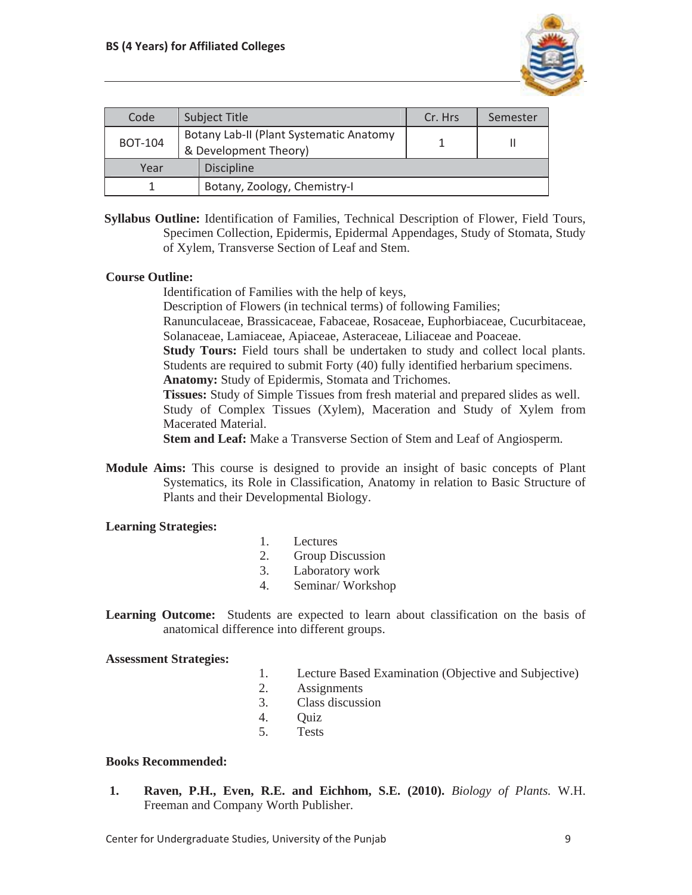| Code | Subject Title | Cr. Hrs | Semester |
|---|---|---|---|
| BOT-104 | Botany Lab-II (Plant Systematic Anatomy & Development Theory) | 1 | II |
| Year | Discipline | | |
| 1 | Botany, Zoology, Chemistry-I | | |

**Syllabus Outline:** Identification of Families, Technical Description of Flower, Field Tours, Specimen Collection, Epidermis, Epidermal Appendages, Study of Stomata, Study of Xylem, Transverse Section of Leaf and Stem.

**Course Outline:**

Identification of Families with the help of keys,

Description of Flowers (in technical terms) of following Families;

Ranunculaceae, Brassicaceae, Fabaceae, Rosaceae, Euphorbiaceae, Cucurbitaceae, Solanaceae, Lamiaceae, Apiaceae, Asteraceae, Liliaceae and Poaceae.

**Study Tours:** Field tours shall be undertaken to study and collect local plants. Students are required to submit Forty (40) fully identified herbarium specimens.

**Anatomy:** Study of Epidermis, Stomata and Trichomes.

**Tissues:** Study of Simple Tissues from fresh material and prepared slides as well. Study of Complex Tissues (Xylem), Maceration and Study of Xylem from Macerated Material.

**Stem and Leaf:** Make a Transverse Section of Stem and Leaf of Angiosperm.

**Module Aims:** This course is designed to provide an insight of basic concepts of Plant Systematics, its Role in Classification, Anatomy in relation to Basic Structure of Plants and their Developmental Biology.

**Learning Strategies:**

1. Lectures
2. Group Discussion
3. Laboratory work
4. Seminar/ Workshop

**Learning Outcome:** Students are expected to learn about classification on the basis of anatomical difference into different groups.

**Assessment Strategies:**

1. Lecture Based Examination (Objective and Subjective)
2. Assignments
3. Class discussion
4. Quiz
5. Tests

**Books Recommended:**

1. **Raven, P.H., Even, R.E. and Eichhom, S.E. (2010).** *Biology of Plants.* W.H. Freeman and Company Worth Publisher.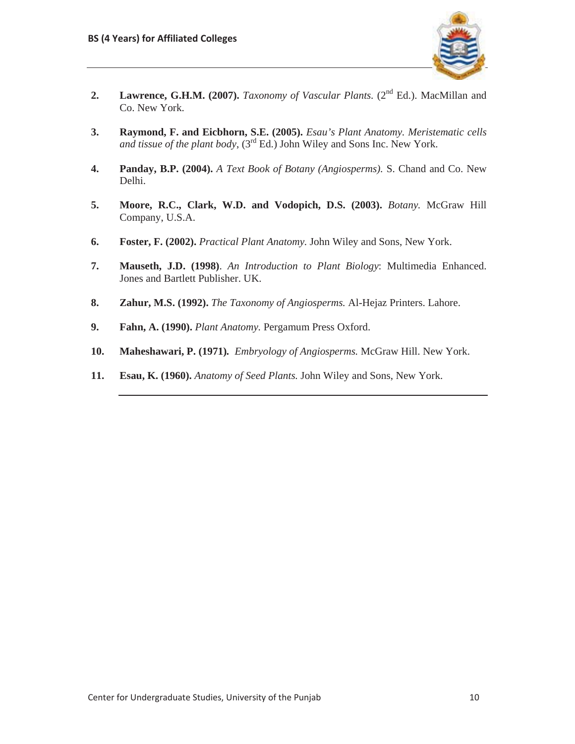2. **Lawrence, G.H.M. (2007).** *Taxonomy of Vascular Plants.* (2nd Ed.). MacMillan and Co. New York.

3. **Raymond, F. and Eicbhorn, S.E. (2005).** *Esau's Plant Anatomy. Meristematic cells and tissue of the plant body*, (3rd Ed.) John Wiley and Sons Inc. New York.

4. **Panday, B.P. (2004).** *A Text Book of Botany (Angiosperms).* S. Chand and Co. New Delhi.

5. **Moore, R.C., Clark, W.D. and Vodopich, D.S. (2003).** *Botany.* McGraw Hill Company, U.S.A.

6. **Foster, F. (2002).** *Practical Plant Anatomy.* John Wiley and Sons, New York.

7. **Mauseth, J.D. (1998)**. *An Introduction to Plant Biology*: Multimedia Enhanced. Jones and Bartlett Publisher. UK.

8. **Zahur, M.S. (1992).** *The Taxonomy of Angiosperms.* Al-Hejaz Printers. Lahore.

9. **Fahn, A. (1990).** *Plant Anatomy.* Pergamum Press Oxford.

10. **Maheshawari, P. (1971).** *Embryology of Angiosperms.* McGraw Hill. New York.

11. **Esau, K. (1960).** *Anatomy of Seed Plants.* John Wiley and Sons, New York.